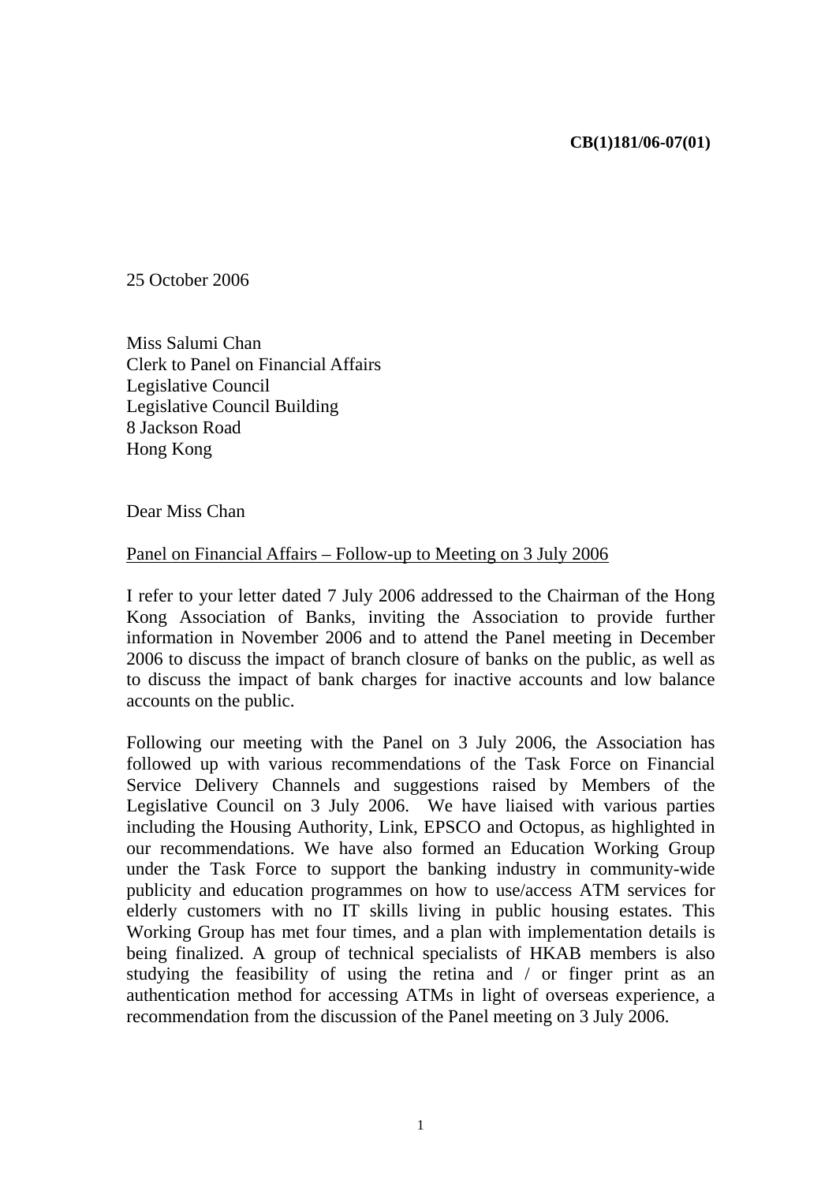**CB(1)181/06-07(01)**

25 October 2006

Miss Salumi Chan
Clerk to Panel on Financial Affairs
Legislative Council
Legislative Council Building
8 Jackson Road
Hong Kong

Dear Miss Chan

<u>Panel on Financial Affairs – Follow-up to Meeting on 3 July 2006</u>

I refer to your letter dated 7 July 2006 addressed to the Chairman of the Hong Kong Association of Banks, inviting the Association to provide further information in November 2006 and to attend the Panel meeting in December 2006 to discuss the impact of branch closure of banks on the public, as well as to discuss the impact of bank charges for inactive accounts and low balance accounts on the public.

Following our meeting with the Panel on 3 July 2006, the Association has followed up with various recommendations of the Task Force on Financial Service Delivery Channels and suggestions raised by Members of the Legislative Council on 3 July 2006. We have liaised with various parties including the Housing Authority, Link, EPSCO and Octopus, as highlighted in our recommendations. We have also formed an Education Working Group under the Task Force to support the banking industry in community-wide publicity and education programmes on how to use/access ATM services for elderly customers with no IT skills living in public housing estates. This Working Group has met four times, and a plan with implementation details is being finalized. A group of technical specialists of HKAB members is also studying the feasibility of using the retina and / or finger print as an authentication method for accessing ATMs in light of overseas experience, a recommendation from the discussion of the Panel meeting on 3 July 2006.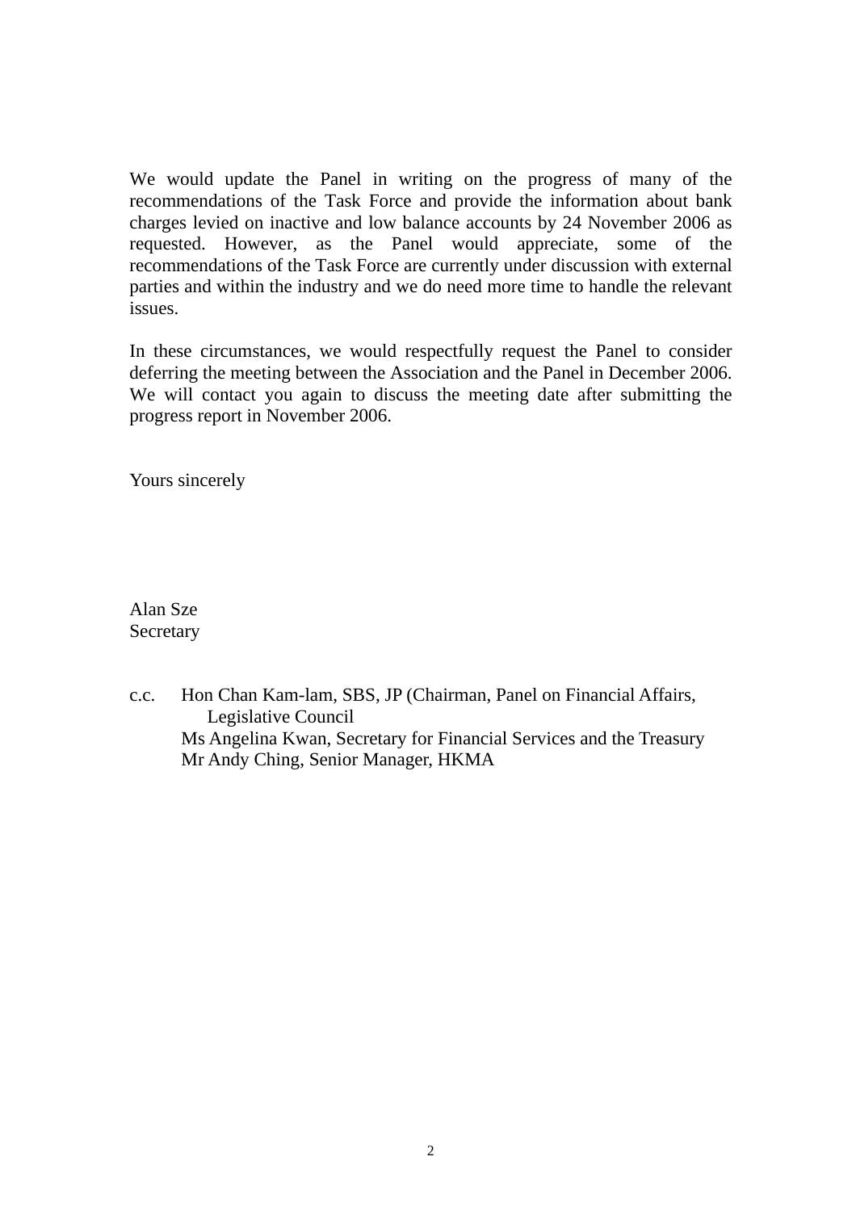We would update the Panel in writing on the progress of many of the recommendations of the Task Force and provide the information about bank charges levied on inactive and low balance accounts by 24 November 2006 as requested. However, as the Panel would appreciate, some of the recommendations of the Task Force are currently under discussion with external parties and within the industry and we do need more time to handle the relevant issues.

In these circumstances, we would respectfully request the Panel to consider deferring the meeting between the Association and the Panel in December 2006. We will contact you again to discuss the meeting date after submitting the progress report in November 2006.

Yours sincerely

Alan Sze  
Secretary

c.c. Hon Chan Kam-lam, SBS, JP (Chairman, Panel on Financial Affairs, Legislative Council  
Ms Angelina Kwan, Secretary for Financial Services and the Treasury  
Mr Andy Ching, Senior Manager, HKMA